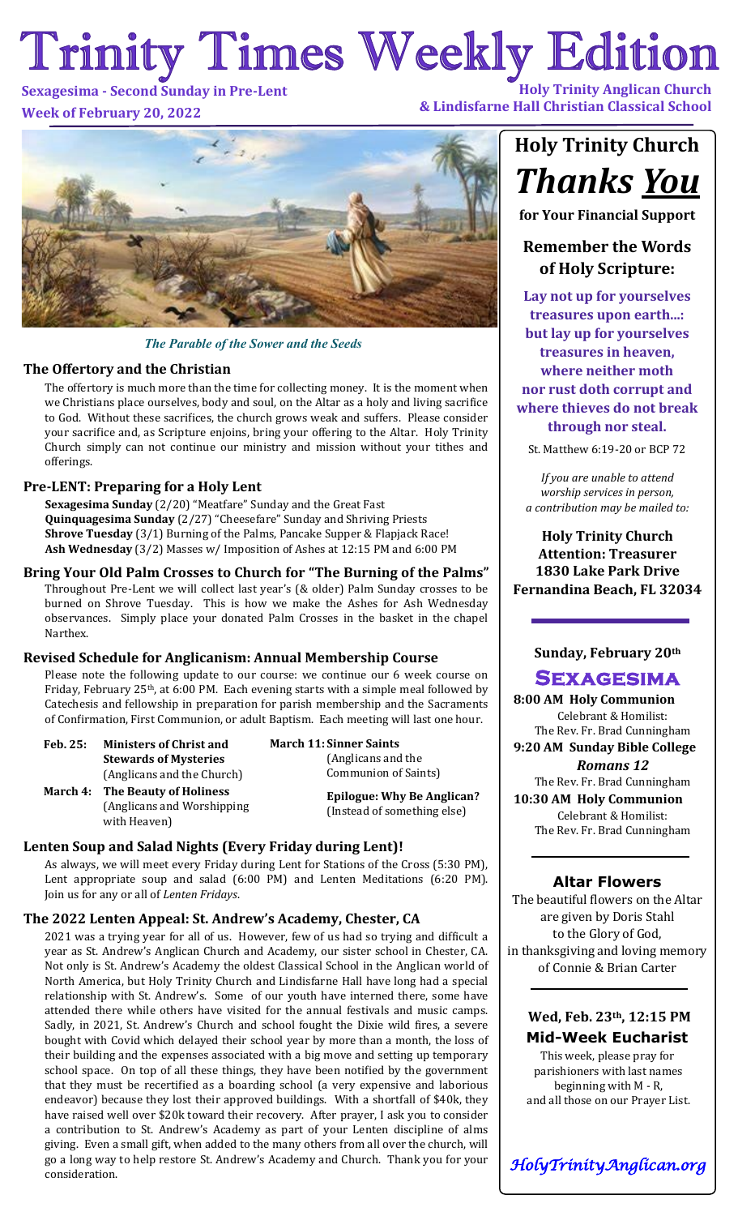# Trinity Times Weekly Edition

**Sexagesima - Second Sunday in Pre-Lent**
**Week of February 20, 2022**

**Holy Trinity Anglican Church & Lindisfarne Hall Christian Classical School**

*The Parable of the Sower and the Seeds*

## The Offertory and the Christian

The offertory is much more than the time for collecting money. It is the moment when we Christians place ourselves, body and soul, on the Altar as a holy and living sacrifice to God. Without these sacrifices, the church grows weak and suffers. Please consider your sacrifice and, as Scripture enjoins, bring your offering to the Altar. Holy Trinity Church simply can not continue our ministry and mission without your tithes and offerings.

## Pre-LENT: Preparing for a Holy Lent

**Sexagesima Sunday** (2/20) "Meatfare" Sunday and the Great Fast
**Quinquagesima Sunday** (2/27) "Cheesefare" Sunday and Shriving Priests
**Shrove Tuesday** (3/1) Burning of the Palms, Pancake Supper & Flapjack Race!
**Ash Wednesday** (3/2) Masses w/ Imposition of Ashes at 12:15 PM and 6:00 PM

## Bring Your Old Palm Crosses to Church for "The Burning of the Palms"

Throughout Pre-Lent we will collect last year's (& older) Palm Sunday crosses to be burned on Shrove Tuesday. This is how we make the Ashes for Ash Wednesday observances. Simply place your donated Palm Crosses in the basket in the chapel Narthex.

## Revised Schedule for Anglicanism: Annual Membership Course

Please note the following update to our course: we continue our 6 week course on Friday, February 25th, at 6:00 PM. Each evening starts with a simple meal followed by Catechesis and fellowship in preparation for parish membership and the Sacraments of Confirmation, First Communion, or adult Baptism. Each meeting will last one hour.

**Feb. 25:** **Ministers of Christ and Stewards of Mysteries** (Anglicans and the Church)

**March 4:** **The Beauty of Holiness** (Anglicans and Worshipping with Heaven)

**March 11:** **Sinner Saints** (Anglicans and the Communion of Saints)

**Epilogue: Why Be Anglican?** (Instead of something else)

## Lenten Soup and Salad Nights (Every Friday during Lent)!

As always, we will meet every Friday during Lent for Stations of the Cross (5:30 PM), Lent appropriate soup and salad (6:00 PM) and Lenten Meditations (6:20 PM). Join us for any or all of *Lenten Fridays*.

## The 2022 Lenten Appeal: St. Andrew's Academy, Chester, CA

2021 was a trying year for all of us. However, few of us had so trying and difficult a year as St. Andrew's Anglican Church and Academy, our sister school in Chester, CA. Not only is St. Andrew's Academy the oldest Classical School in the Anglican world of North America, but Holy Trinity Church and Lindisfarne Hall have long had a special relationship with St. Andrew's. Some of our youth have interned there, some have attended there while others have visited for the annual festivals and music camps. Sadly, in 2021, St. Andrew's Church and school fought the Dixie wild fires, a severe bought with Covid which delayed their school year by more than a month, the loss of their building and the expenses associated with a big move and setting up temporary school space. On top of all these things, they have been notified by the government that they must be recertified as a boarding school (a very expensive and laborious endeavor) because they lost their approved buildings. With a shortfall of $40k, they have raised well over $20k toward their recovery. After prayer, I ask you to consider a contribution to St. Andrew's Academy as part of your Lenten discipline of alms giving. Even a small gift, when added to the many others from all over the church, will go a long way to help restore St. Andrew's Academy and Church. Thank you for your consideration.

---

## Holy Trinity Church *Thanks You* for Your Financial Support

### Remember the Words of Holy Scripture:

**Lay not up for yourselves treasures upon earth...: but lay up for yourselves treasures in heaven, where neither moth nor rust doth corrupt and where thieves do not break through nor steal.**

St. Matthew 6:19-20 or BCP 72

*If you are unable to attend worship services in person, a contribution may be mailed to:*

**Holy Trinity Church**
**Attention: Treasurer**
**1830 Lake Park Drive**
**Fernandina Beach, FL 32034**

### Sunday, February 20th

## Sexagesima

**8:00 AM Holy Communion**
Celebrant & Homilist: The Rev. Fr. Brad Cunningham

**9:20 AM Sunday Bible College**
***Romans 12***
The Rev. Fr. Brad Cunningham

**10:30 AM Holy Communion**
Celebrant & Homilist: The Rev. Fr. Brad Cunningham

### Altar Flowers

The beautiful flowers on the Altar are given by Doris Stahl to the Glory of God, in thanksgiving and loving memory of Connie & Brian Carter

### Wed, Feb. 23th, 12:15 PM Mid-Week Eucharist

This week, please pray for parishioners with last names beginning with M - R, and all those on our Prayer List.

*HolyTrinityAnglican.org*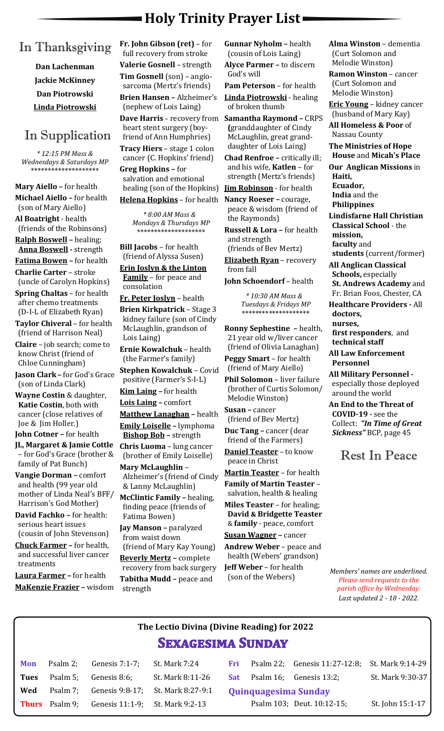# Holy Trinity Prayer List

## In Thanksgiving

**Dan Lachenman**

**Jackie McKinney**

**Dan Piotrowski**

**Linda Piotrowski**

## In Supplication

*\* 12:15 PM Mass & Wednesdays & Saturdays MP*

**Mary Aiello –** for health

**Michael Aiello –** for health (son of Mary Aiello)

**Al Boatright** - health (friends of the Robinsons)

**Ralph Boswell –** healing; **Anna Boswell -** strength

**Fatima Bowen –** for health

**Charlie Carter** – stroke (uncle of Carolyn Hopkins)

**Spring Chaltas** – for health after chemo treatments (D-I-L of Elizabeth Ryan)

**Taylor Chiveral** – for health (friend of Harrison Neal)

**Claire** – job search; come to know Christ (friend of Chloe Cunningham)

**Jason Clark –** for God's Grace (son of Linda Clark)

**Wayne Costin** & daughter, **Katie Costin**, both with cancer (close relatives of Joe & Jim Holler.)

**John Cotner –** for health

**JL, Margaret & Jamie Cottle** – for God's Grace (brother & family of Pat Bunch)

**Vangie Dorman –** comfort and health (99 year old mother of Linda Neal's BFF/ Harrison's God Mother)

**David Fachko –** for health: serious heart issues (cousin of John Stevenson)

**Chuck Farmer –** for health, and successful liver cancer treatments

**Laura Farmer –** for health

**MaKenzie Frazier –** wisdom

**Fr. John Gibson (ret)** – for full recovery from stroke

**Valerie Gosnell** – strength

**Tim Gosnell** (son) – angio-sarcoma (Mertz's friends)

**Brien Hansen –** Alzheimer's (nephew of Lois Laing)

**Dave Harris** – recovery from heart stent surgery (boy-friend of Ann Humphries)

**Tracy Hiers** – stage 1 colon cancer (C. Hopkins' friend)

**Greg Hopkins –** for salvation and emotional healing (son of the Hopkins)

**Helena Hopkins** – for health

*\* 8:00 AM Mass & Mondays & Thursdays MP*

**Bill Jacobs** – for health (friend of Alyssa Susen)

**Erin Joslyn & the Linton Family** – for peace and consolation

**Fr. Peter Joslyn** – health

**Brien Kirkpatrick** – Stage 3 kidney failure (son of Cindy McLaughlin, grandson of Lois Laing)

**Ernie Kowalchuk** – health (the Farmer's family)

**Stephen Kowalchuk** – Covid positive (Farmer's S-I-L)

**Kim Laing –** for health

**Lois Laing –** comfort

**Matthew Lanaghan –** health

**Emily Loiselle –** lymphoma **Bishop Bob –** strength

**Chris Luoma** – lung cancer (brother of Emily Loiselle)

**Mary McLaughlin** – Alzheimer's (friend of Cindy & Lanny McLaughlin)

**McClintic Family –** healing, finding peace (friends of Fatima Bowen)

**Jay Manson –** paralyzed from waist down (friend of Mary Kay Young)

**Beverly Mertz –** complete recovery from back surgery

**Tabitha Mudd –** peace and strength

**Gunnar Nyholm –** health (cousin of Lois Laing)

**Alyce Parmer –** to discern God's will

**Pam Peterson** – for health

**Linda Piotrowski** - healing of broken thumb

**Samantha Raymond –** CRPS (granddaughter of Cindy McLaughlin, great grand-daughter of Lois Laing)

**Chad Renfroe –** critically ill; and his wife, **Katlen** – for strength (Mertz's friends)

**Jim Robinson** - for health

**Nancy Roeser –** courage, peace & wisdom (friend of the Raymonds)

**Russell & Lora –** for health and strength (friends of Bev Mertz)

**Elizabeth Ryan** – recovery from fall

**John Schoendorf** – health

*\* 10:30 AM Mass & Tuesdays & Fridays MP*

**Ronny Sephestine –** health, 21 year old w/liver cancer (friend of Olivia Lanaghan)

**Peggy Smart** – for health (friend of Mary Aiello)

**Phil Solomon** – liver failure (brother of Curtis Solomon/ Melodie Winston)

**Susan –** cancer (friend of Bev Mertz)

**Duc Tang –** cancer (dear friend of the Farmers)

**Daniel Teaster** – to know peace in Christ

**Martin Teaster** – for health

**Family of Martin Teaster** – salvation, health & healing

**Miles Teaster** – for healing; **David & Bridgette Teaster** & **family** - peace, comfort

**Susan Wagner –** cancer

**Andrew Weber** – peace and health (Webers' grandson)

**Jeff Weber** – for health (son of the Webers)

**Alma Winston** – dementia (Curt Solomon and Melodie Winston)

**Ramon Winston** – cancer (Curt Solomon and Melodie Winston)

**Eric Young** – kidney cancer (husband of Mary Kay)

**All Homeless & Poor** of Nassau County

**The Ministries of Hope House** and **Micah's Place**

**Our Anglican Missions** in **Haiti, Ecuador, India** and the **Philippines**

**Lindisfarne Hall Christian Classical School** - the **mission, faculty** and **students** (current/former)

**All Anglican Classical Schools,** especially **St. Andrews Academy** and Fr. Brian Foos, Chester, CA

**Healthcare Providers -** All **doctors, nurses, first responders**, and **technical staff**

**All Law Enforcement Personnel**

**All Military Personnel -** especially those deployed around the world

**An End to the Threat of COVID-19 -** see the Collect: ***"In Time of Great Sickness"*** BCP, page 45

## Rest In Peace

*Members' names are underlined. Please send requests to the parish office by Wednesday. Last updated 2 - 18 - 2022.*

## The Lectio Divina (Divine Reading) for 2022

## Sexagesima Sunday

| | | | |
|---|---|---|---|
| **Mon** | Psalm 2; | Genesis 7:1-7; | St. Mark 7:24 |
| **Tues** | Psalm 5; | Genesis 8:6; | St. Mark 8:11-26 |
| **Wed** | Psalm 7; | Genesis 9:8-17; | St. Mark 8:27-9:1 |
| **Thurs** | Psalm 9; | Genesis 11:1-9; | St. Mark 9:2-13 |
| **Fri** | Psalm 22; | Genesis 11:27-12:8; | St. Mark 9:14-29 |
| **Sat** | Psalm 16; | Genesis 13:2; | St. Mark 9:30-37 |
| **Quinquagesima Sunday** | Psalm 103; | Deut. 10:12-15; | St. John 15:1-17 |